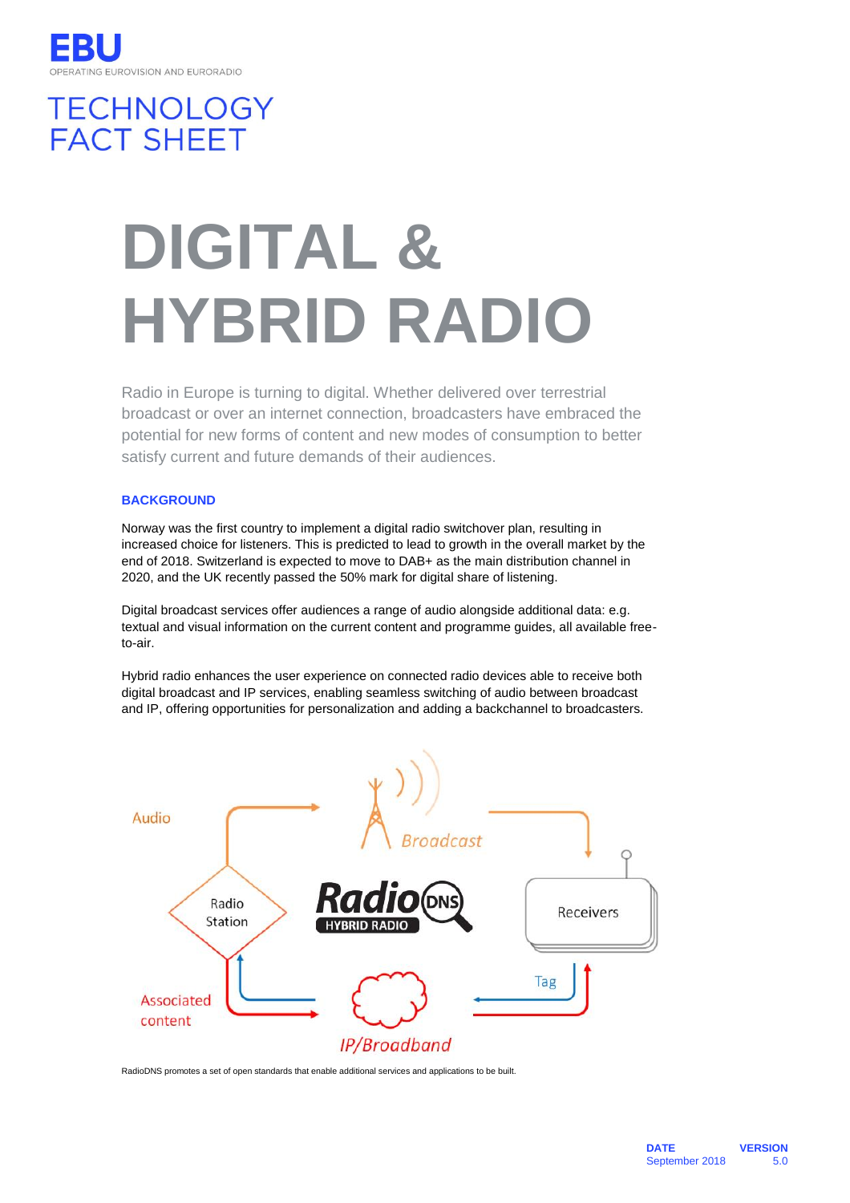**EBU**
OPERATING EUROVISION AND EURORADIO

TECHNOLOGY
FACT SHEET

# DIGITAL & HYBRID RADIO

Radio in Europe is turning to digital. Whether delivered over terrestrial broadcast or over an internet connection, broadcasters have embraced the potential for new forms of content and new modes of consumption to better satisfy current and future demands of their audiences.

## BACKGROUND

Norway was the first country to implement a digital radio switchover plan, resulting in increased choice for listeners. This is predicted to lead to growth in the overall market by the end of 2018. Switzerland is expected to move to DAB+ as the main distribution channel in 2020, and the UK recently passed the 50% mark for digital share of listening.

Digital broadcast services offer audiences a range of audio alongside additional data: e.g. textual and visual information on the current content and programme guides, all available free-to-air.

Hybrid radio enhances the user experience on connected radio devices able to receive both digital broadcast and IP services, enabling seamless switching of audio between broadcast and IP, offering opportunities for personalization and adding a backchannel to broadcasters.

Audio · Radio Station · Broadcast · RadioDNS HYBRID RADIO · Receivers · Associated content · IP/Broadband · Tag

RadioDNS promotes a set of open standards that enable additional services and applications to be built.

**DATE** September 2018 **VERSION** 5.0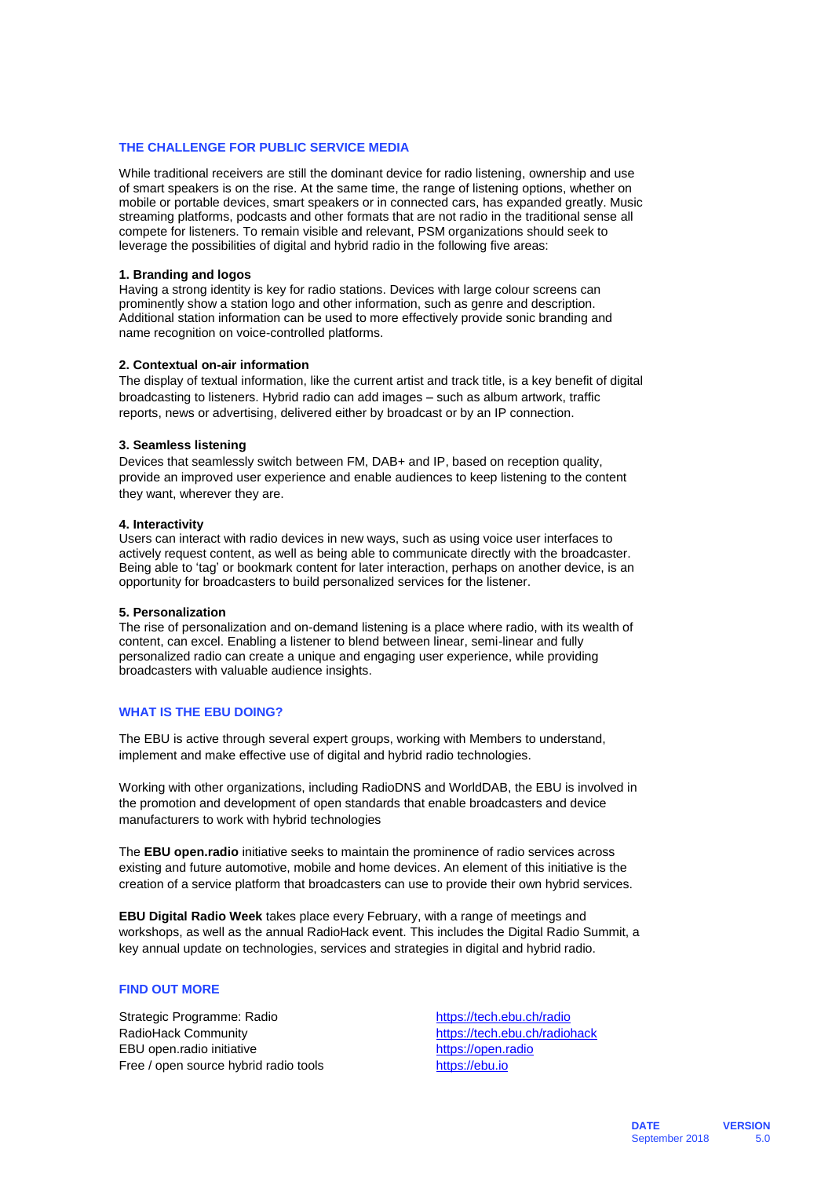## THE CHALLENGE FOR PUBLIC SERVICE MEDIA

While traditional receivers are still the dominant device for radio listening, ownership and use of smart speakers is on the rise. At the same time, the range of listening options, whether on mobile or portable devices, smart speakers or in connected cars, has expanded greatly. Music streaming platforms, podcasts and other formats that are not radio in the traditional sense all compete for listeners. To remain visible and relevant, PSM organizations should seek to leverage the possibilities of digital and hybrid radio in the following five areas:

**1. Branding and logos**
Having a strong identity is key for radio stations. Devices with large colour screens can prominently show a station logo and other information, such as genre and description. Additional station information can be used to more effectively provide sonic branding and name recognition on voice-controlled platforms.

**2. Contextual on-air information**
The display of textual information, like the current artist and track title, is a key benefit of digital broadcasting to listeners. Hybrid radio can add images – such as album artwork, traffic reports, news or advertising, delivered either by broadcast or by an IP connection.

**3. Seamless listening**
Devices that seamlessly switch between FM, DAB+ and IP, based on reception quality, provide an improved user experience and enable audiences to keep listening to the content they want, wherever they are.

**4. Interactivity**
Users can interact with radio devices in new ways, such as using voice user interfaces to actively request content, as well as being able to communicate directly with the broadcaster. Being able to 'tag' or bookmark content for later interaction, perhaps on another device, is an opportunity for broadcasters to build personalized services for the listener.

**5. Personalization**
The rise of personalization and on-demand listening is a place where radio, with its wealth of content, can excel. Enabling a listener to blend between linear, semi-linear and fully personalized radio can create a unique and engaging user experience, while providing broadcasters with valuable audience insights.

## WHAT IS THE EBU DOING?

The EBU is active through several expert groups, working with Members to understand, implement and make effective use of digital and hybrid radio technologies.

Working with other organizations, including RadioDNS and WorldDAB, the EBU is involved in the promotion and development of open standards that enable broadcasters and device manufacturers to work with hybrid technologies

The **EBU open.radio** initiative seeks to maintain the prominence of radio services across existing and future automotive, mobile and home devices. An element of this initiative is the creation of a service platform that broadcasters can use to provide their own hybrid services.

**EBU Digital Radio Week** takes place every February, with a range of meetings and workshops, as well as the annual RadioHack event. This includes the Digital Radio Summit, a key annual update on technologies, services and strategies in digital and hybrid radio.

## FIND OUT MORE

| | |
|---|---|
| Strategic Programme: Radio | https://tech.ebu.ch/radio |
| RadioHack Community | https://tech.ebu.ch/radiohack |
| EBU open.radio initiative | https://open.radio |
| Free / open source hybrid radio tools | https://ebu.io |

| DATE | VERSION |
|---|---|
| September 2018 | 5.0 |